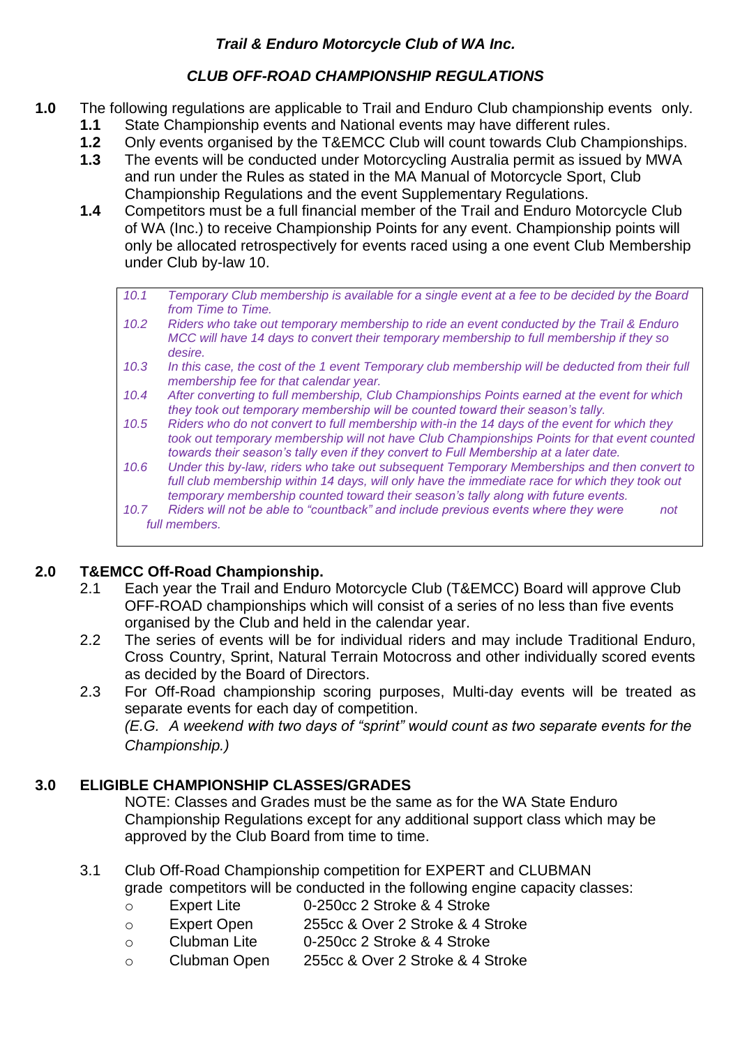*Trail & Enduro Motorcycle Club of WA Inc.*

***CLUB OFF-ROAD CHAMPIONSHIP REGULATIONS***

**1.0** The following regulations are applicable to Trail and Enduro Club championship events only.

**1.1** State Championship events and National events may have different rules.

**1.2** Only events organised by the T&EMCC Club will count towards Club Championships.

**1.3** The events will be conducted under Motorcycling Australia permit as issued by MWA and run under the Rules as stated in the MA Manual of Motorcycle Sport, Club Championship Regulations and the event Supplementary Regulations.

**1.4** Competitors must be a full financial member of the Trail and Enduro Motorcycle Club of WA (Inc.) to receive Championship Points for any event. Championship points will only be allocated retrospectively for events raced using a one event Club Membership under Club by-law 10.

> *10.1 Temporary Club membership is available for a single event at a fee to be decided by the Board from Time to Time.*
>
> *10.2 Riders who take out temporary membership to ride an event conducted by the Trail & Enduro MCC will have 14 days to convert their temporary membership to full membership if they so desire.*
>
> *10.3 In this case, the cost of the 1 event Temporary club membership will be deducted from their full membership fee for that calendar year.*
>
> *10.4 After converting to full membership, Club Championships Points earned at the event for which they took out temporary membership will be counted toward their season's tally.*
>
> *10.5 Riders who do not convert to full membership with-in the 14 days of the event for which they took out temporary membership will not have Club Championships Points for that event counted towards their season's tally even if they convert to Full Membership at a later date.*
>
> *10.6 Under this by-law, riders who take out subsequent Temporary Memberships and then convert to full club membership within 14 days, will only have the immediate race for which they took out temporary membership counted toward their season's tally along with future events.*
>
> *10.7 Riders will not be able to "countback" and include previous events where they were not full members.*

## 2.0 T&EMCC Off-Road Championship.

2.1 Each year the Trail and Enduro Motorcycle Club (T&EMCC) Board will approve Club OFF-ROAD championships which will consist of a series of no less than five events organised by the Club and held in the calendar year.

2.2 The series of events will be for individual riders and may include Traditional Enduro, Cross Country, Sprint, Natural Terrain Motocross and other individually scored events as decided by the Board of Directors.

2.3 For Off-Road championship scoring purposes, Multi-day events will be treated as separate events for each day of competition.
*(E.G. A weekend with two days of "sprint" would count as two separate events for the Championship.)*

## 3.0 ELIGIBLE CHAMPIONSHIP CLASSES/GRADES

NOTE: Classes and Grades must be the same as for the WA State Enduro Championship Regulations except for any additional support class which may be approved by the Club Board from time to time.

3.1 Club Off-Road Championship competition for EXPERT and CLUBMAN grade competitors will be conducted in the following engine capacity classes:

- Expert Lite — 0-250cc 2 Stroke & 4 Stroke
- Expert Open — 255cc & Over 2 Stroke & 4 Stroke
- Clubman Lite — 0-250cc 2 Stroke & 4 Stroke
- Clubman Open — 255cc & Over 2 Stroke & 4 Stroke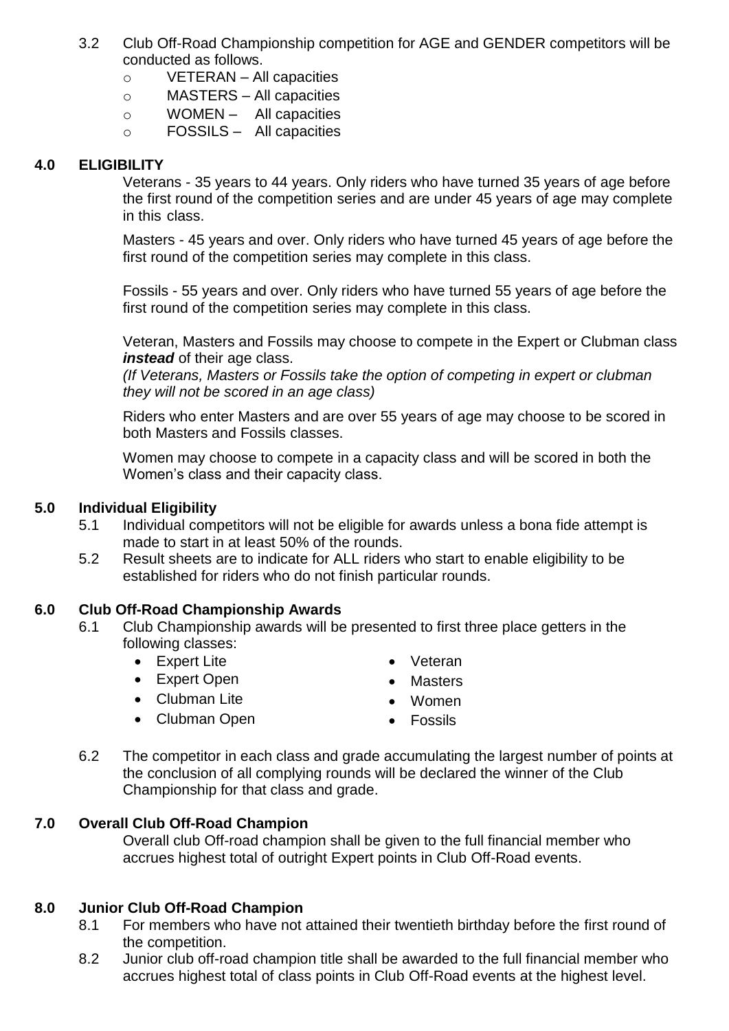3.2 Club Off-Road Championship competition for AGE and GENDER competitors will be conducted as follows.

- VETERAN – All capacities
- MASTERS – All capacities
- WOMEN – All capacities
- FOSSILS – All capacities

## 4.0 ELIGIBILITY

Veterans - 35 years to 44 years. Only riders who have turned 35 years of age before the first round of the competition series and are under 45 years of age may complete in this class.

Masters - 45 years and over. Only riders who have turned 45 years of age before the first round of the competition series may complete in this class.

Fossils - 55 years and over. Only riders who have turned 55 years of age before the first round of the competition series may complete in this class.

Veteran, Masters and Fossils may choose to compete in the Expert or Clubman class ***instead*** of their age class.
*(If Veterans, Masters or Fossils take the option of competing in expert or clubman they will not be scored in an age class)*

Riders who enter Masters and are over 55 years of age may choose to be scored in both Masters and Fossils classes.

Women may choose to compete in a capacity class and will be scored in both the Women's class and their capacity class.

## 5.0 Individual Eligibility

5.1 Individual competitors will not be eligible for awards unless a bona fide attempt is made to start in at least 50% of the rounds.

5.2 Result sheets are to indicate for ALL riders who start to enable eligibility to be established for riders who do not finish particular rounds.

## 6.0 Club Off-Road Championship Awards

6.1 Club Championship awards will be presented to first three place getters in the following classes:

- Expert Lite
- Expert Open
- Clubman Lite
- Clubman Open
- Veteran
- Masters
- Women
- Fossils

6.2 The competitor in each class and grade accumulating the largest number of points at the conclusion of all complying rounds will be declared the winner of the Club Championship for that class and grade.

## 7.0 Overall Club Off-Road Champion

Overall club Off-road champion shall be given to the full financial member who accrues highest total of outright Expert points in Club Off-Road events.

## 8.0 Junior Club Off-Road Champion

8.1 For members who have not attained their twentieth birthday before the first round of the competition.

8.2 Junior club off-road champion title shall be awarded to the full financial member who accrues highest total of class points in Club Off-Road events at the highest level.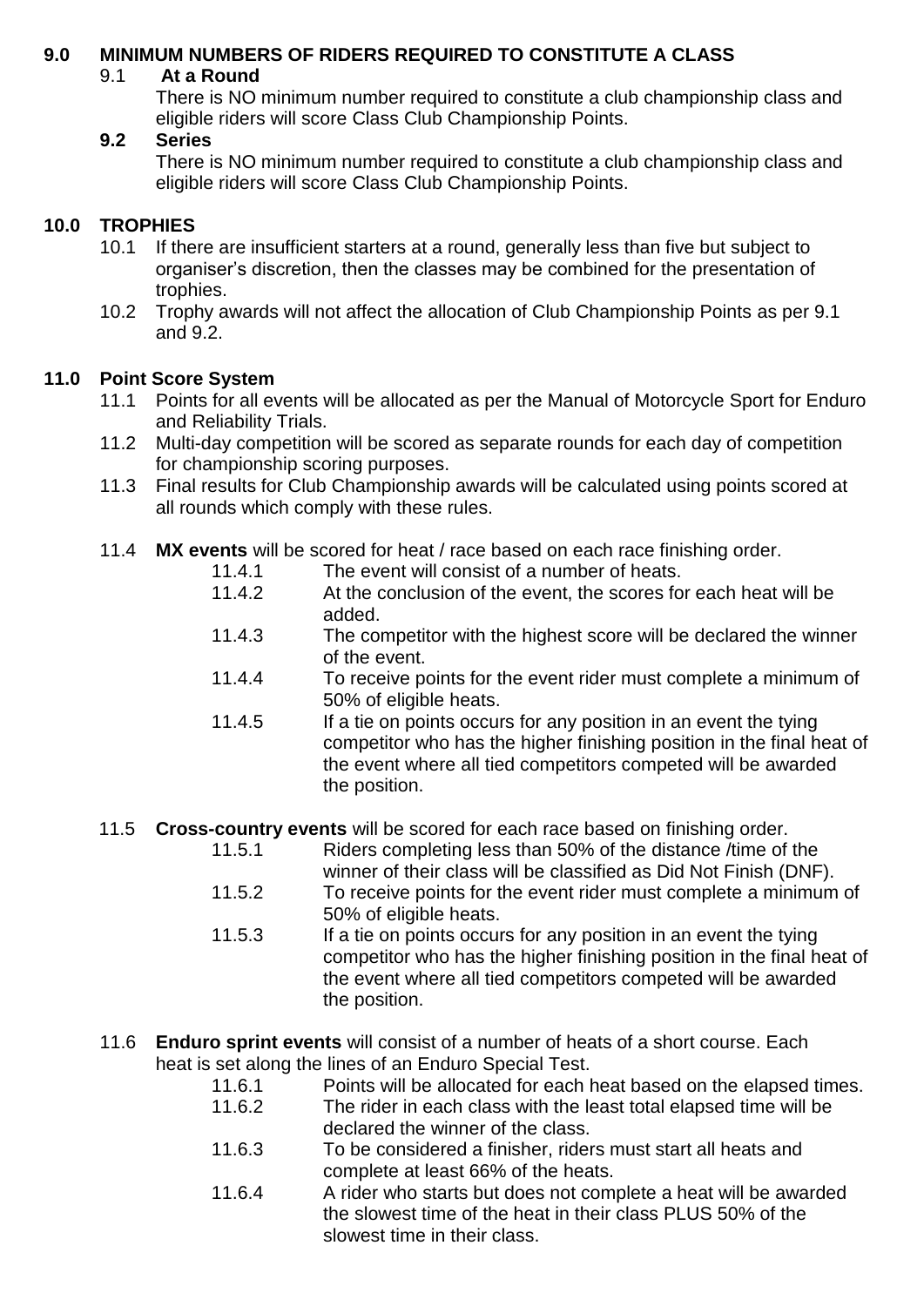## 9.0 MINIMUM NUMBERS OF RIDERS REQUIRED TO CONSTITUTE A CLASS

### 9.1 At a Round

There is NO minimum number required to constitute a club championship class and eligible riders will score Class Club Championship Points.

### 9.2 Series

There is NO minimum number required to constitute a club championship class and eligible riders will score Class Club Championship Points.

## 10.0 TROPHIES

10.1 If there are insufficient starters at a round, generally less than five but subject to organiser's discretion, then the classes may be combined for the presentation of trophies.

10.2 Trophy awards will not affect the allocation of Club Championship Points as per 9.1 and 9.2.

## 11.0 Point Score System

11.1 Points for all events will be allocated as per the Manual of Motorcycle Sport for Enduro and Reliability Trials.

11.2 Multi-day competition will be scored as separate rounds for each day of competition for championship scoring purposes.

11.3 Final results for Club Championship awards will be calculated using points scored at all rounds which comply with these rules.

11.4 **MX events** will be scored for heat / race based on each race finishing order.

- 11.4.1 The event will consist of a number of heats.
- 11.4.2 At the conclusion of the event, the scores for each heat will be added.
- 11.4.3 The competitor with the highest score will be declared the winner of the event.
- 11.4.4 To receive points for the event rider must complete a minimum of 50% of eligible heats.
- 11.4.5 If a tie on points occurs for any position in an event the tying competitor who has the higher finishing position in the final heat of the event where all tied competitors competed will be awarded the position.

11.5 **Cross-country events** will be scored for each race based on finishing order.

- 11.5.1 Riders completing less than 50% of the distance /time of the winner of their class will be classified as Did Not Finish (DNF).
- 11.5.2 To receive points for the event rider must complete a minimum of 50% of eligible heats.
- 11.5.3 If a tie on points occurs for any position in an event the tying competitor who has the higher finishing position in the final heat of the event where all tied competitors competed will be awarded the position.

11.6 **Enduro sprint events** will consist of a number of heats of a short course. Each heat is set along the lines of an Enduro Special Test.

- 11.6.1 Points will be allocated for each heat based on the elapsed times.
- 11.6.2 The rider in each class with the least total elapsed time will be declared the winner of the class.
- 11.6.3 To be considered a finisher, riders must start all heats and complete at least 66% of the heats.
- 11.6.4 A rider who starts but does not complete a heat will be awarded the slowest time of the heat in their class PLUS 50% of the slowest time in their class.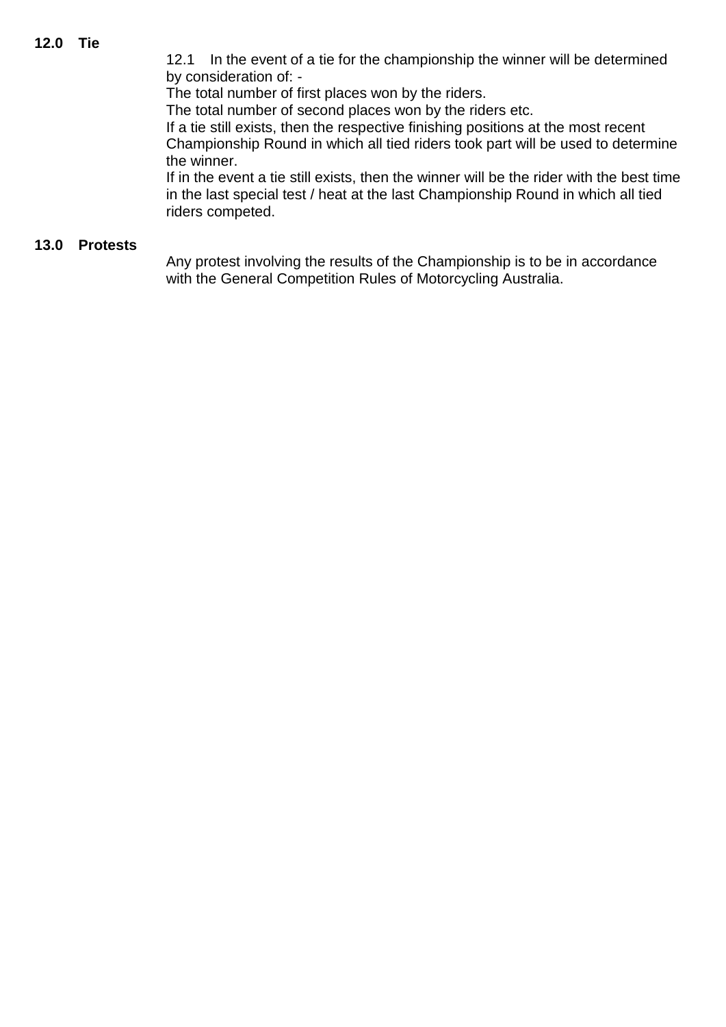**12.0 Tie**

12.1 In the event of a tie for the championship the winner will be determined by consideration of: -
The total number of first places won by the riders.
The total number of second places won by the riders etc.
If a tie still exists, then the respective finishing positions at the most recent Championship Round in which all tied riders took part will be used to determine the winner.
If in the event a tie still exists, then the winner will be the rider with the best time in the last special test / heat at the last Championship Round in which all tied riders competed.

**13.0 Protests**

Any protest involving the results of the Championship is to be in accordance with the General Competition Rules of Motorcycling Australia.